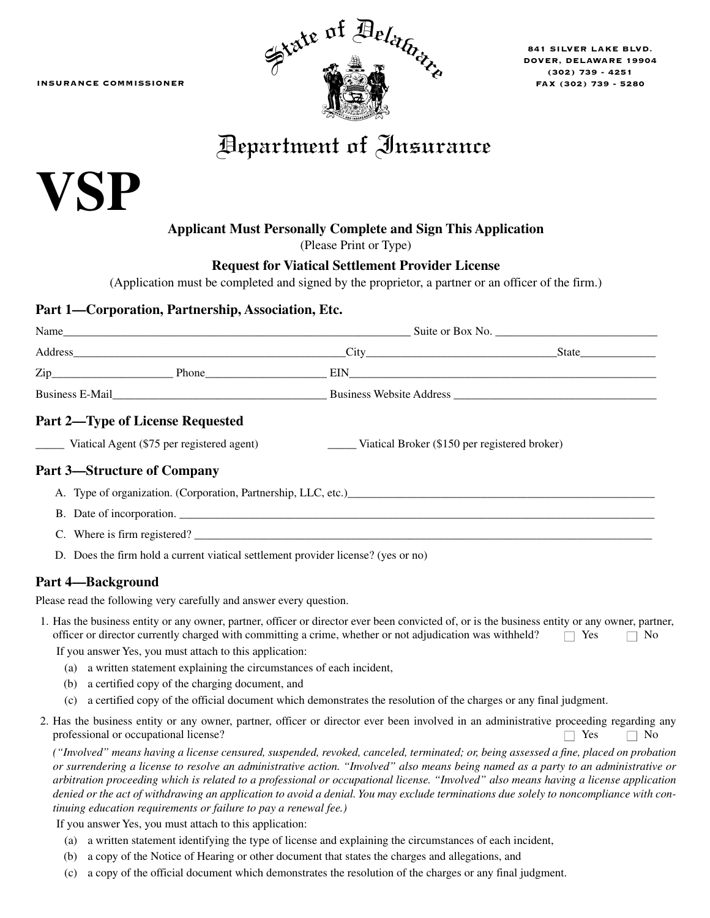INSURANCE COMMISSIONER

State of Delaware

841 SILVER LAKE BLVD.
DOVER, DELAWARE 19904
(302) 739 - 4251
FAX (302) 739 - 5280

# Department of Insurance

# VSP

**Applicant Must Personally Complete and Sign This Application**
(Please Print or Type)

**Request for Viatical Settlement Provider License**
(Application must be completed and signed by the proprietor, a partner or an officer of the firm.)

## Part 1—Corporation, Partnership, Association, Etc.

Name______________________________________________________________ Suite or Box No. ___________________________

Address_________________________________________________City_________________________________State_____________

Zip____________________ Phone____________________ EIN______________________________________________________

Business E-Mail______________________________________ Business Website Address ___________________________________

## Part 2—Type of License Requested

_____ Viatical Agent ($75 per registered agent) _____ Viatical Broker ($150 per registered broker)

## Part 3—Structure of Company

A. Type of organization. (Corporation, Partnership, LLC, etc.)_____________________________________________________

B. Date of incorporation. ______________________________________________________________________________

C. Where is firm registered? ____________________________________________________________________________

D. Does the firm hold a current viatical settlement provider license? (yes or no)

## Part 4—Background

Please read the following very carefully and answer every question.

1. Has the business entity or any owner, partner, officer or director ever been convicted of, or is the business entity or any owner, partner, officer or director currently charged with committing a crime, whether or not adjudication was withheld? ☐ Yes ☐ No

   If you answer Yes, you must attach to this application:

   (a) a written statement explaining the circumstances of each incident,
   (b) a certified copy of the charging document, and
   (c) a certified copy of the official document which demonstrates the resolution of the charges or any final judgment.

2. Has the business entity or any owner, partner, officer or director ever been involved in an administrative proceeding regarding any professional or occupational license? ☐ Yes ☐ No

   *("Involved" means having a license censured, suspended, revoked, canceled, terminated; or, being assessed a fine, placed on probation or surrendering a license to resolve an administrative action. "Involved" also means being named as a party to an administrative or arbitration proceeding which is related to a professional or occupational license. "Involved" also means having a license application denied or the act of withdrawing an application to avoid a denial. You may exclude terminations due solely to noncompliance with continuing education requirements or failure to pay a renewal fee.)*

   If you answer Yes, you must attach to this application:

   (a) a written statement identifying the type of license and explaining the circumstances of each incident,
   (b) a copy of the Notice of Hearing or other document that states the charges and allegations, and
   (c) a copy of the official document which demonstrates the resolution of the charges or any final judgment.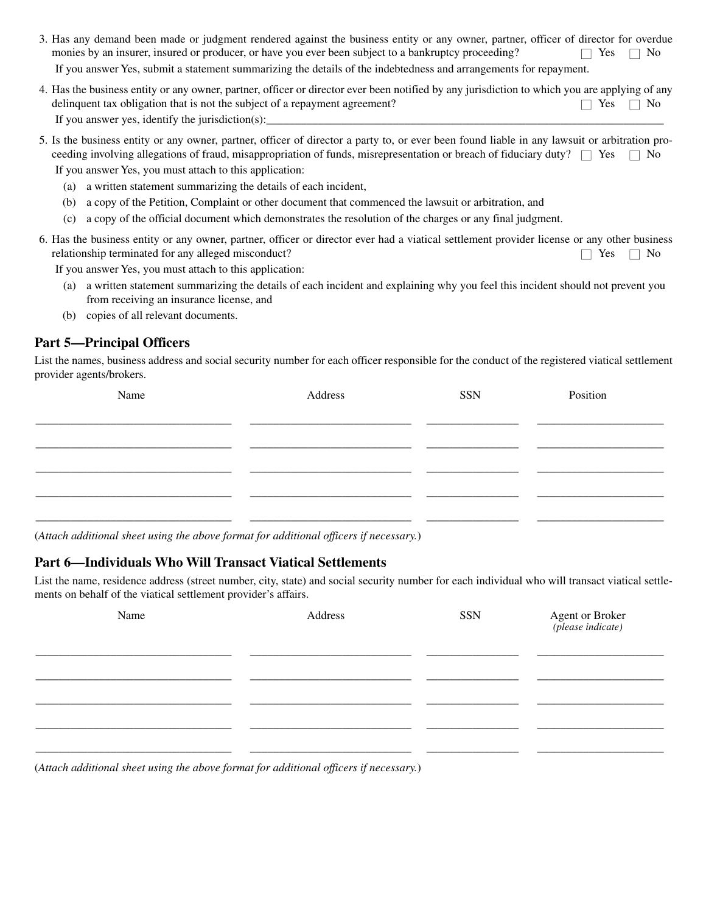3. Has any demand been made or judgment rendered against the business entity or any owner, partner, officer of director for overdue monies by an insurer, insured or producer, or have you ever been subject to a bankruptcy proceeding? ☐ Yes ☐ No

   If you answer Yes, submit a statement summarizing the details of the indebtedness and arrangements for repayment.

4. Has the business entity or any owner, partner, officer or director ever been notified by any jurisdiction to which you are applying of any delinquent tax obligation that is not the subject of a repayment agreement? ☐ Yes ☐ No

   If you answer yes, identify the jurisdiction(s):\_\_\_\_\_\_\_\_\_\_\_\_\_\_\_\_\_\_\_\_\_\_\_\_\_\_\_\_\_\_\_\_\_\_\_\_\_\_\_\_

5. Is the business entity or any owner, partner, officer of director a party to, or ever been found liable in any lawsuit or arbitration proceeding involving allegations of fraud, misappropriation of funds, misrepresentation or breach of fiduciary duty? ☐ Yes ☐ No

   If you answer Yes, you must attach to this application:

   (a) a written statement summarizing the details of each incident,

   (b) a copy of the Petition, Complaint or other document that commenced the lawsuit or arbitration, and

   (c) a copy of the official document which demonstrates the resolution of the charges or any final judgment.

6. Has the business entity or any owner, partner, officer or director ever had a viatical settlement provider license or any other business relationship terminated for any alleged misconduct? ☐ Yes ☐ No

   If you answer Yes, you must attach to this application:

   (a) a written statement summarizing the details of each incident and explaining why you feel this incident should not prevent you from receiving an insurance license, and

   (b) copies of all relevant documents.

## Part 5—Principal Officers

List the names, business address and social security number for each officer responsible for the conduct of the registered viatical settlement provider agents/brokers.

| Name | Address | SSN | Position |
|---|---|---|---|
| | | | |
| | | | |
| | | | |
| | | | |
| | | | |

(*Attach additional sheet using the above format for additional officers if necessary.*)

## Part 6—Individuals Who Will Transact Viatical Settlements

List the name, residence address (street number, city, state) and social security number for each individual who will transact viatical settlements on behalf of the viatical settlement provider's affairs.

| Name | Address | SSN | Agent or Broker *(please indicate)* |
|---|---|---|---|
| | | | |
| | | | |
| | | | |
| | | | |
| | | | |

(*Attach additional sheet using the above format for additional officers if necessary.*)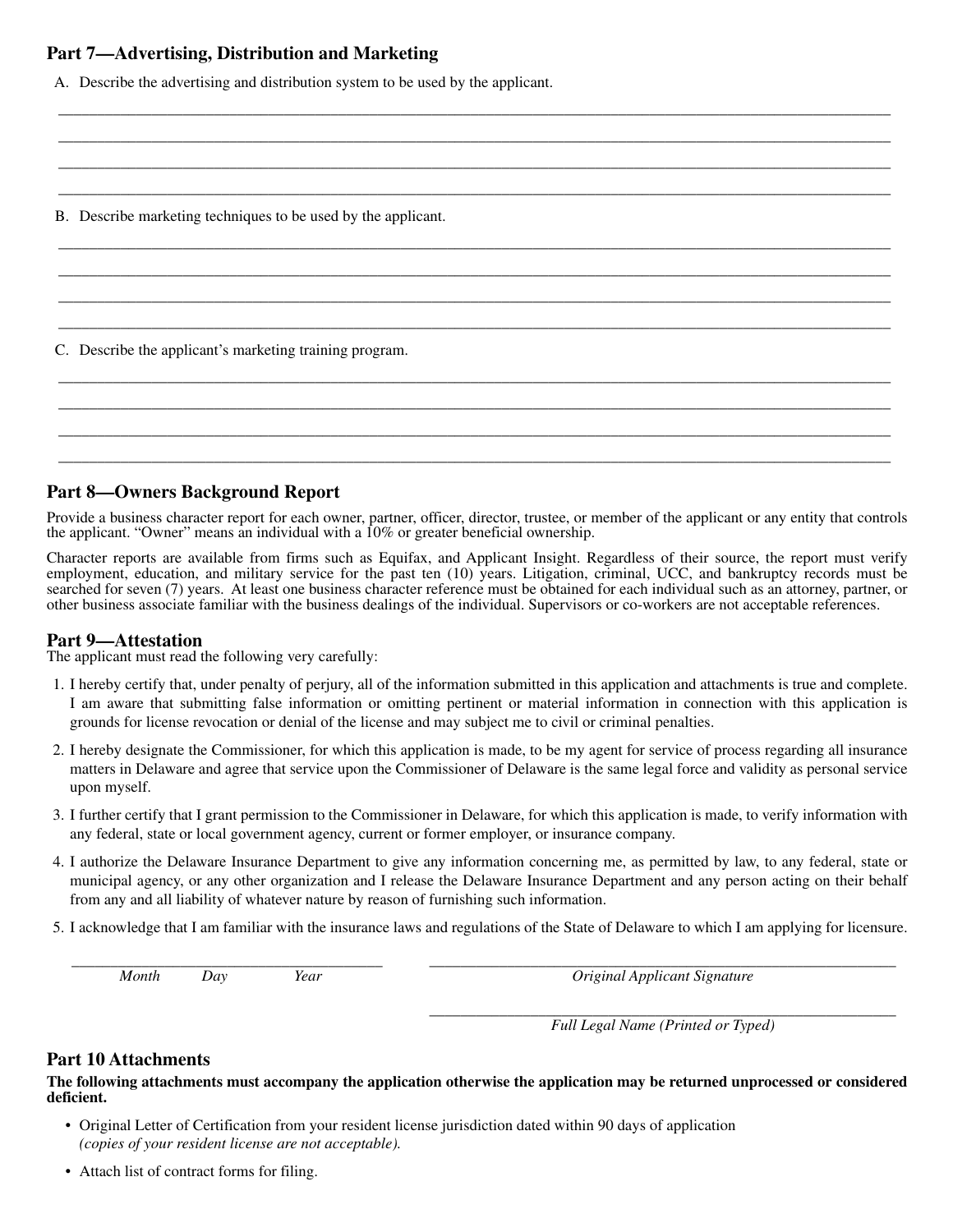## Part 7—Advertising, Distribution and Marketing

A. Describe the advertising and distribution system to be used by the applicant.

______________________________________________________________________________

______________________________________________________________________________

______________________________________________________________________________

______________________________________________________________________________

B. Describe marketing techniques to be used by the applicant.

______________________________________________________________________________

______________________________________________________________________________

______________________________________________________________________________

______________________________________________________________________________

C. Describe the applicant's marketing training program.

______________________________________________________________________________

______________________________________________________________________________

______________________________________________________________________________

______________________________________________________________________________

## Part 8—Owners Background Report

Provide a business character report for each owner, partner, officer, director, trustee, or member of the applicant or any entity that controls the applicant. "Owner" means an individual with a 10% or greater beneficial ownership.

Character reports are available from firms such as Equifax, and Applicant Insight. Regardless of their source, the report must verify employment, education, and military service for the past ten (10) years. Litigation, criminal, UCC, and bankruptcy records must be searched for seven (7) years. At least one business character reference must be obtained for each individual such as an attorney, partner, or other business associate familiar with the business dealings of the individual. Supervisors or co-workers are not acceptable references.

## Part 9—Attestation

The applicant must read the following very carefully:

1. I hereby certify that, under penalty of perjury, all of the information submitted in this application and attachments is true and complete. I am aware that submitting false information or omitting pertinent or material information in connection with this application is grounds for license revocation or denial of the license and may subject me to civil or criminal penalties.
2. I hereby designate the Commissioner, for which this application is made, to be my agent for service of process regarding all insurance matters in Delaware and agree that service upon the Commissioner of Delaware is the same legal force and validity as personal service upon myself.
3. I further certify that I grant permission to the Commissioner in Delaware, for which this application is made, to verify information with any federal, state or local government agency, current or former employer, or insurance company.
4. I authorize the Delaware Insurance Department to give any information concerning me, as permitted by law, to any federal, state or municipal agency, or any other organization and I release the Delaware Insurance Department and any person acting on their behalf from any and all liability of whatever nature by reason of furnishing such information.
5. I acknowledge that I am familiar with the insurance laws and regulations of the State of Delaware to which I am applying for licensure.

______________________________ &nbsp;&nbsp;&nbsp;&nbsp; ______________________________

*Month Day Year* &nbsp;&nbsp;&nbsp;&nbsp; *Original Applicant Signature*

______________________________

*Full Legal Name (Printed or Typed)*

## Part 10 Attachments

**The following attachments must accompany the application otherwise the application may be returned unprocessed or considered deficient.**

- Original Letter of Certification from your resident license jurisdiction dated within 90 days of application *(copies of your resident license are not acceptable).*
- Attach list of contract forms for filing.